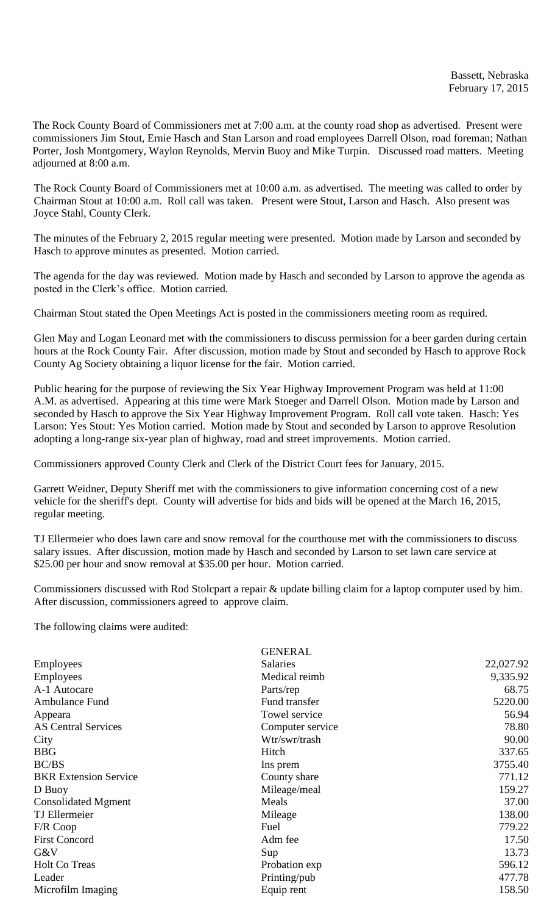Bassett, Nebraska
February 17, 2015

The Rock County Board of Commissioners met at 7:00 a.m. at the county road shop as advertised. Present were commissioners Jim Stout, Ernie Hasch and Stan Larson and road employees Darrell Olson, road foreman; Nathan Porter, Josh Montgomery, Waylon Reynolds, Mervin Buoy and Mike Turpin. Discussed road matters. Meeting adjourned at 8:00 a.m.

The Rock County Board of Commissioners met at 10:00 a.m. as advertised. The meeting was called to order by Chairman Stout at 10:00 a.m. Roll call was taken. Present were Stout, Larson and Hasch. Also present was Joyce Stahl, County Clerk.

The minutes of the February 2, 2015 regular meeting were presented. Motion made by Larson and seconded by Hasch to approve minutes as presented. Motion carried.

The agenda for the day was reviewed. Motion made by Hasch and seconded by Larson to approve the agenda as posted in the Clerk's office. Motion carried.

Chairman Stout stated the Open Meetings Act is posted in the commissioners meeting room as required.

Glen May and Logan Leonard met with the commissioners to discuss permission for a beer garden during certain hours at the Rock County Fair. After discussion, motion made by Stout and seconded by Hasch to approve Rock County Ag Society obtaining a liquor license for the fair. Motion carried.

Public hearing for the purpose of reviewing the Six Year Highway Improvement Program was held at 11:00 A.M. as advertised. Appearing at this time were Mark Stoeger and Darrell Olson. Motion made by Larson and seconded by Hasch to approve the Six Year Highway Improvement Program. Roll call vote taken. Hasch: Yes Larson: Yes Stout: Yes Motion carried. Motion made by Stout and seconded by Larson to approve Resolution adopting a long-range six-year plan of highway, road and street improvements. Motion carried.

Commissioners approved County Clerk and Clerk of the District Court fees for January, 2015.

Garrett Weidner, Deputy Sheriff met with the commissioners to give information concerning cost of a new vehicle for the sheriff's dept. County will advertise for bids and bids will be opened at the March 16, 2015, regular meeting.

TJ Ellermeier who does lawn care and snow removal for the courthouse met with the commissioners to discuss salary issues. After discussion, motion made by Hasch and seconded by Larson to set lawn care service at \$25.00 per hour and snow removal at \$35.00 per hour. Motion carried.

Commissioners discussed with Rod Stolcpart a repair & update billing claim for a laptop computer used by him. After discussion, commissioners agreed to approve claim.

The following claims were audited:

| | GENERAL | |
|---|---|---|
| Employees | Salaries | 22,027.92 |
| Employees | Medical reimb | 9,335.92 |
| A-1 Autocare | Parts/rep | 68.75 |
| Ambulance Fund | Fund transfer | 5220.00 |
| Appeara | Towel service | 56.94 |
| AS Central Services | Computer service | 78.80 |
| City | Wtr/swr/trash | 90.00 |
| BBG | Hitch | 337.65 |
| BC/BS | Ins prem | 3755.40 |
| BKR Extension Service | County share | 771.12 |
| D Buoy | Mileage/meal | 159.27 |
| Consolidated Mgment | Meals | 37.00 |
| TJ Ellermeier | Mileage | 138.00 |
| F/R Coop | Fuel | 779.22 |
| First Concord | Adm fee | 17.50 |
| G&V | Sup | 13.73 |
| Holt Co Treas | Probation exp | 596.12 |
| Leader | Printing/pub | 477.78 |
| Microfilm Imaging | Equip rent | 158.50 |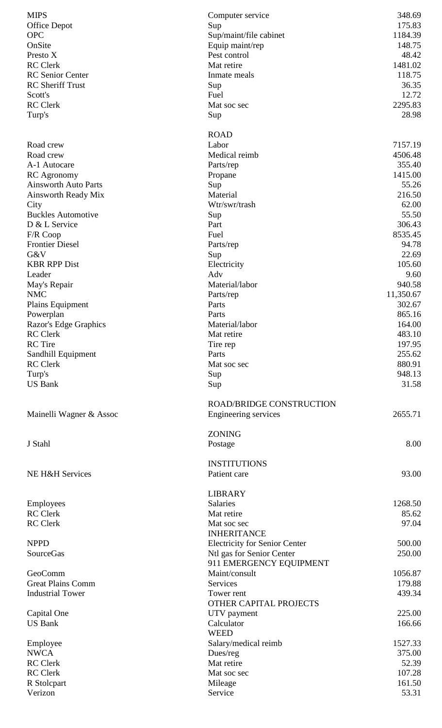| | | |
|---|---|---|
| MIPS | Computer service | 348.69 |
| Office Depot | Sup | 175.83 |
| OPC | Sup/maint/file cabinet | 1184.39 |
| OnSite | Equip maint/rep | 148.75 |
| Presto X | Pest control | 48.42 |
| RC Clerk | Mat retire | 1481.02 |
| RC Senior Center | Inmate meals | 118.75 |
| RC Sheriff Trust | Sup | 36.35 |
| Scott's | Fuel | 12.72 |
| RC Clerk | Mat soc sec | 2295.83 |
| Turp's | Sup | 28.98 |
| | ROAD | |
| Road crew | Labor | 7157.19 |
| Road crew | Medical reimb | 4506.48 |
| A-1 Autocare | Parts/rep | 355.40 |
| RC Agronomy | Propane | 1415.00 |
| Ainsworth Auto Parts | Sup | 55.26 |
| Ainsworth Ready Mix | Material | 216.50 |
| City | Wtr/swr/trash | 62.00 |
| Buckles Automotive | Sup | 55.50 |
| D & L Service | Part | 306.43 |
| F/R Coop | Fuel | 8535.45 |
| Frontier Diesel | Parts/rep | 94.78 |
| G&V | Sup | 22.69 |
| KBR RPP Dist | Electricity | 105.60 |
| Leader | Adv | 9.60 |
| May's Repair | Material/labor | 940.58 |
| NMC | Parts/rep | 11,350.67 |
| Plains Equipment | Parts | 302.67 |
| Powerplan | Parts | 865.16 |
| Razor's Edge Graphics | Material/labor | 164.00 |
| RC Clerk | Mat retire | 483.10 |
| RC Tire | Tire rep | 197.95 |
| Sandhill Equipment | Parts | 255.62 |
| RC Clerk | Mat soc sec | 880.91 |
| Turp's | Sup | 948.13 |
| US Bank | Sup | 31.58 |
| | ROAD/BRIDGE CONSTRUCTION | |
| Mainelli Wagner & Assoc | Engineering services | 2655.71 |
| | ZONING | |
| J Stahl | Postage | 8.00 |
| | INSTITUTIONS | |
| NE H&H Services | Patient care | 93.00 |
| | LIBRARY | |
| Employees | Salaries | 1268.50 |
| RC Clerk | Mat retire | 85.62 |
| RC Clerk | Mat soc sec | 97.04 |
| | INHERITANCE | |
| NPPD | Electricity for Senior Center | 500.00 |
| SourceGas | Ntl gas for Senior Center | 250.00 |
| | 911 EMERGENCY EQUIPMENT | |
| GeoComm | Maint/consult | 1056.87 |
| Great Plains Comm | Services | 179.88 |
| Industrial Tower | Tower rent | 439.34 |
| | OTHER CAPITAL PROJECTS | |
| Capital One | UTV payment | 225.00 |
| US Bank | Calculator | 166.66 |
| | WEED | |
| Employee | Salary/medical reimb | 1527.33 |
| NWCA | Dues/reg | 375.00 |
| RC Clerk | Mat retire | 52.39 |
| RC Clerk | Mat soc sec | 107.28 |
| R Stolcpart | Mileage | 161.50 |
| Verizon | Service | 53.31 |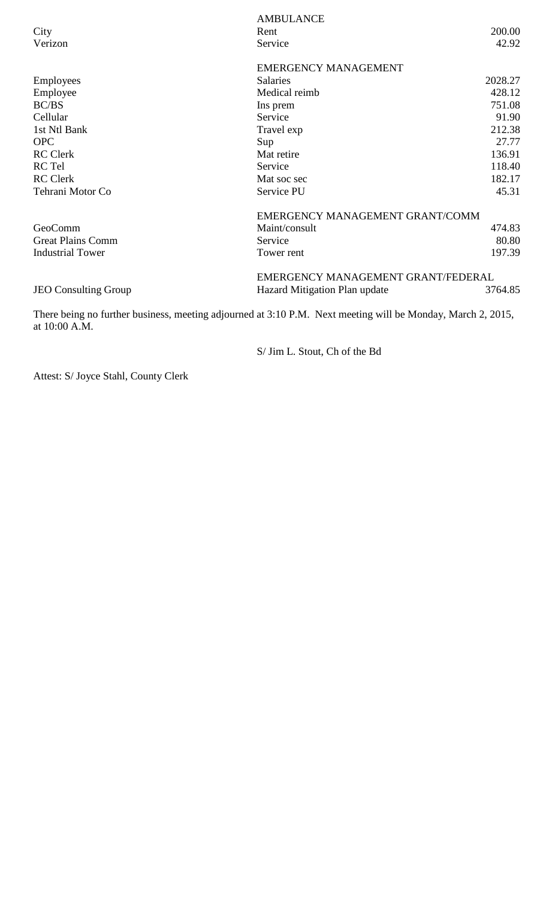| | | |
|---|---|---|
| | AMBULANCE | |
| City | Rent | 200.00 |
| Verizon | Service | 42.92 |
| | EMERGENCY MANAGEMENT | |
| Employees | Salaries | 2028.27 |
| Employee | Medical reimb | 428.12 |
| BC/BS | Ins prem | 751.08 |
| Cellular | Service | 91.90 |
| 1st Ntl Bank | Travel exp | 212.38 |
| OPC | Sup | 27.77 |
| RC Clerk | Mat retire | 136.91 |
| RC Tel | Service | 118.40 |
| RC Clerk | Mat soc sec | 182.17 |
| Tehrani Motor Co | Service PU | 45.31 |
| | EMERGENCY MANAGEMENT GRANT/COMM | |
| GeoComm | Maint/consult | 474.83 |
| Great Plains Comm | Service | 80.80 |
| Industrial Tower | Tower rent | 197.39 |
| | EMERGENCY MANAGEMENT GRANT/FEDERAL | |
| JEO Consulting Group | Hazard Mitigation Plan update | 3764.85 |

There being no further business, meeting adjourned at 3:10 P.M. Next meeting will be Monday, March 2, 2015, at 10:00 A.M.

S/ Jim L. Stout, Ch of the Bd

Attest: S/ Joyce Stahl, County Clerk